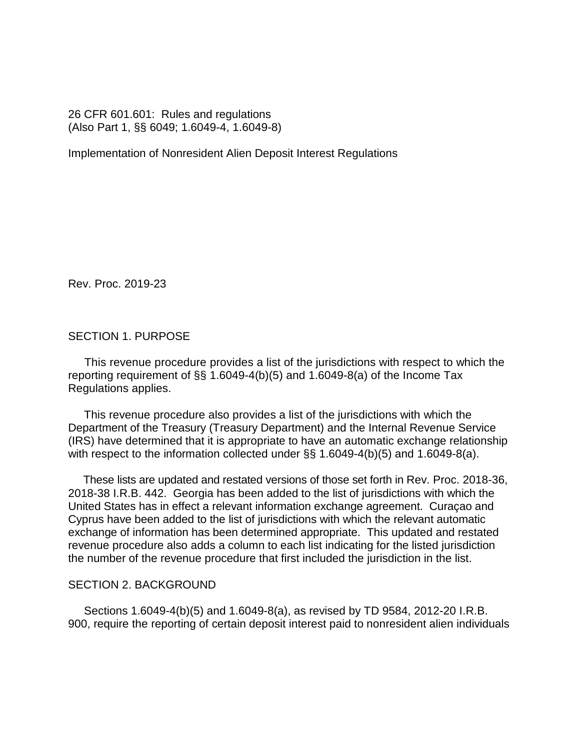26 CFR 601.601: Rules and regulations
(Also Part 1, §§ 6049; 1.6049-4, 1.6049-8)

Implementation of Nonresident Alien Deposit Interest Regulations

Rev. Proc. 2019-23

## SECTION 1. PURPOSE

This revenue procedure provides a list of the jurisdictions with respect to which the reporting requirement of §§ 1.6049-4(b)(5) and 1.6049-8(a) of the Income Tax Regulations applies.

This revenue procedure also provides a list of the jurisdictions with which the Department of the Treasury (Treasury Department) and the Internal Revenue Service (IRS) have determined that it is appropriate to have an automatic exchange relationship with respect to the information collected under §§ 1.6049-4(b)(5) and 1.6049-8(a).

These lists are updated and restated versions of those set forth in Rev. Proc. 2018-36, 2018-38 I.R.B. 442. Georgia has been added to the list of jurisdictions with which the United States has in effect a relevant information exchange agreement. Curaçao and Cyprus have been added to the list of jurisdictions with which the relevant automatic exchange of information has been determined appropriate. This updated and restated revenue procedure also adds a column to each list indicating for the listed jurisdiction the number of the revenue procedure that first included the jurisdiction in the list.

## SECTION 2. BACKGROUND

Sections 1.6049-4(b)(5) and 1.6049-8(a), as revised by TD 9584, 2012-20 I.R.B. 900, require the reporting of certain deposit interest paid to nonresident alien individuals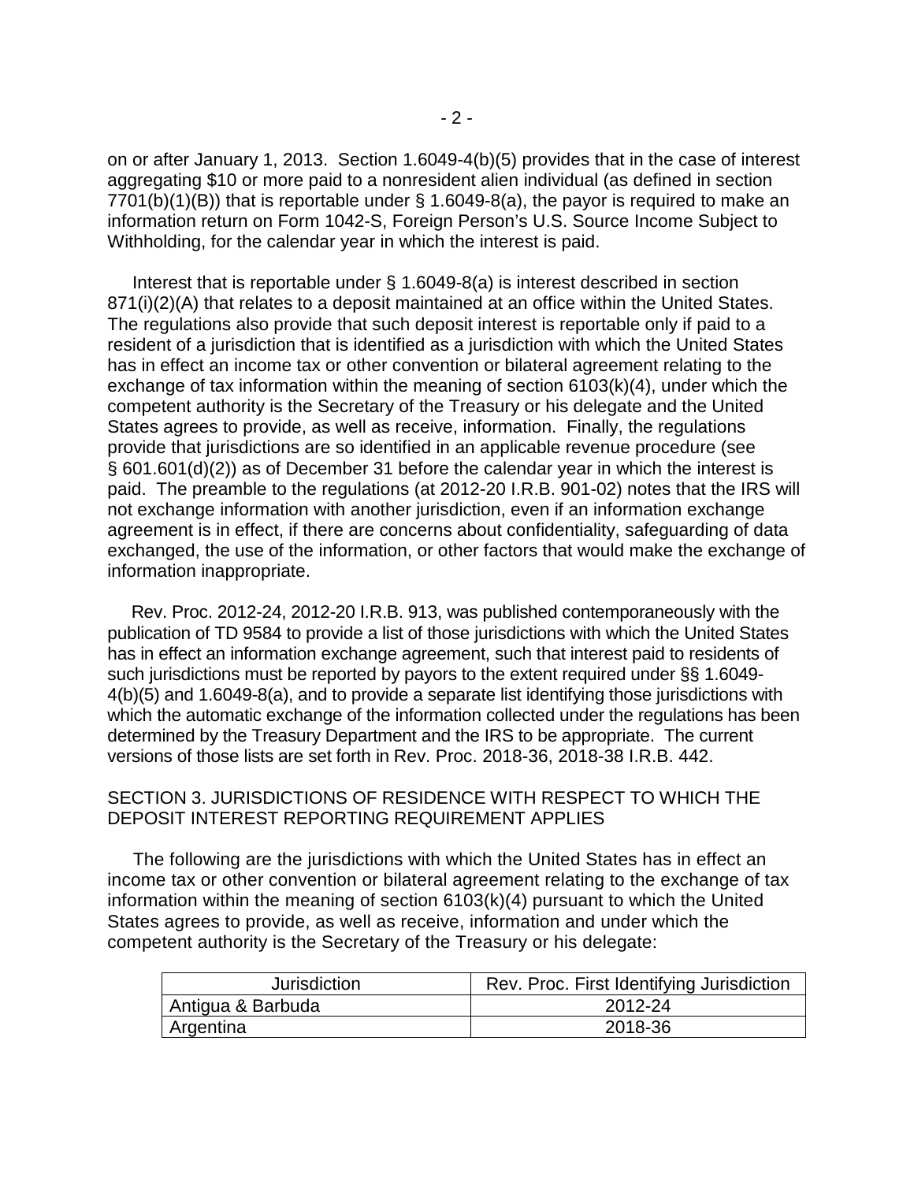on or after January 1, 2013. Section 1.6049-4(b)(5) provides that in the case of interest aggregating $10 or more paid to a nonresident alien individual (as defined in section 7701(b)(1)(B)) that is reportable under § 1.6049-8(a), the payor is required to make an information return on Form 1042-S, Foreign Person's U.S. Source Income Subject to Withholding, for the calendar year in which the interest is paid.

Interest that is reportable under § 1.6049-8(a) is interest described in section 871(i)(2)(A) that relates to a deposit maintained at an office within the United States. The regulations also provide that such deposit interest is reportable only if paid to a resident of a jurisdiction that is identified as a jurisdiction with which the United States has in effect an income tax or other convention or bilateral agreement relating to the exchange of tax information within the meaning of section 6103(k)(4), under which the competent authority is the Secretary of the Treasury or his delegate and the United States agrees to provide, as well as receive, information. Finally, the regulations provide that jurisdictions are so identified in an applicable revenue procedure (see § 601.601(d)(2)) as of December 31 before the calendar year in which the interest is paid. The preamble to the regulations (at 2012-20 I.R.B. 901-02) notes that the IRS will not exchange information with another jurisdiction, even if an information exchange agreement is in effect, if there are concerns about confidentiality, safeguarding of data exchanged, the use of the information, or other factors that would make the exchange of information inappropriate.

Rev. Proc. 2012-24, 2012-20 I.R.B. 913, was published contemporaneously with the publication of TD 9584 to provide a list of those jurisdictions with which the United States has in effect an information exchange agreement, such that interest paid to residents of such jurisdictions must be reported by payors to the extent required under §§ 1.6049-4(b)(5) and 1.6049-8(a), and to provide a separate list identifying those jurisdictions with which the automatic exchange of the information collected under the regulations has been determined by the Treasury Department and the IRS to be appropriate. The current versions of those lists are set forth in Rev. Proc. 2018-36, 2018-38 I.R.B. 442.

## SECTION 3. JURISDICTIONS OF RESIDENCE WITH RESPECT TO WHICH THE DEPOSIT INTEREST REPORTING REQUIREMENT APPLIES

The following are the jurisdictions with which the United States has in effect an income tax or other convention or bilateral agreement relating to the exchange of tax information within the meaning of section 6103(k)(4) pursuant to which the United States agrees to provide, as well as receive, information and under which the competent authority is the Secretary of the Treasury or his delegate:

| Jurisdiction | Rev. Proc. First Identifying Jurisdiction |
|---|---|
| Antigua & Barbuda | 2012-24 |
| Argentina | 2018-36 |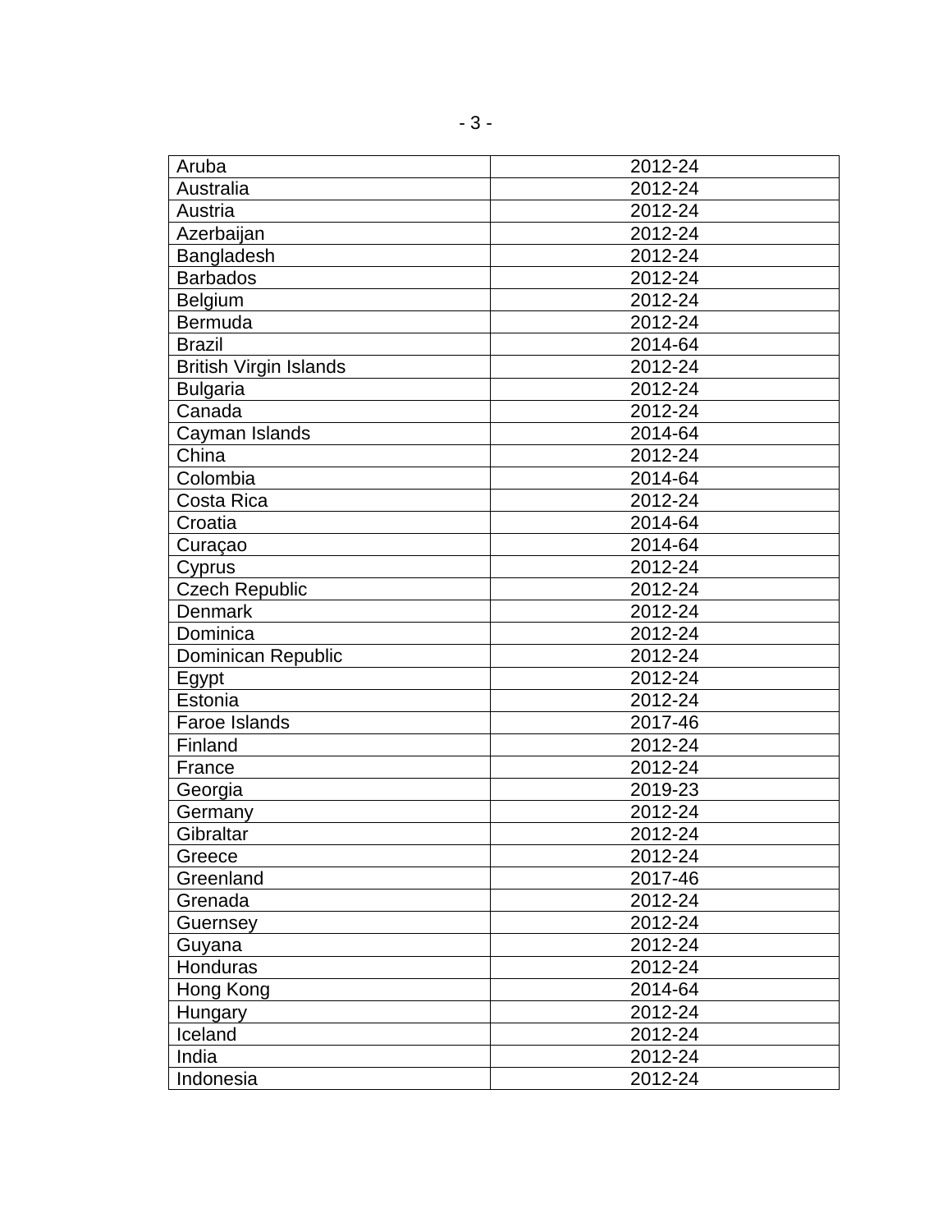| Aruba | 2012-24 |
|---|---|
| Australia | 2012-24 |
| Austria | 2012-24 |
| Azerbaijan | 2012-24 |
| Bangladesh | 2012-24 |
| Barbados | 2012-24 |
| Belgium | 2012-24 |
| Bermuda | 2012-24 |
| Brazil | 2014-64 |
| British Virgin Islands | 2012-24 |
| Bulgaria | 2012-24 |
| Canada | 2012-24 |
| Cayman Islands | 2014-64 |
| China | 2012-24 |
| Colombia | 2014-64 |
| Costa Rica | 2012-24 |
| Croatia | 2014-64 |
| Curaçao | 2014-64 |
| Cyprus | 2012-24 |
| Czech Republic | 2012-24 |
| Denmark | 2012-24 |
| Dominica | 2012-24 |
| Dominican Republic | 2012-24 |
| Egypt | 2012-24 |
| Estonia | 2012-24 |
| Faroe Islands | 2017-46 |
| Finland | 2012-24 |
| France | 2012-24 |
| Georgia | 2019-23 |
| Germany | 2012-24 |
| Gibraltar | 2012-24 |
| Greece | 2012-24 |
| Greenland | 2017-46 |
| Grenada | 2012-24 |
| Guernsey | 2012-24 |
| Guyana | 2012-24 |
| Honduras | 2012-24 |
| Hong Kong | 2014-64 |
| Hungary | 2012-24 |
| Iceland | 2012-24 |
| India | 2012-24 |
| Indonesia | 2012-24 |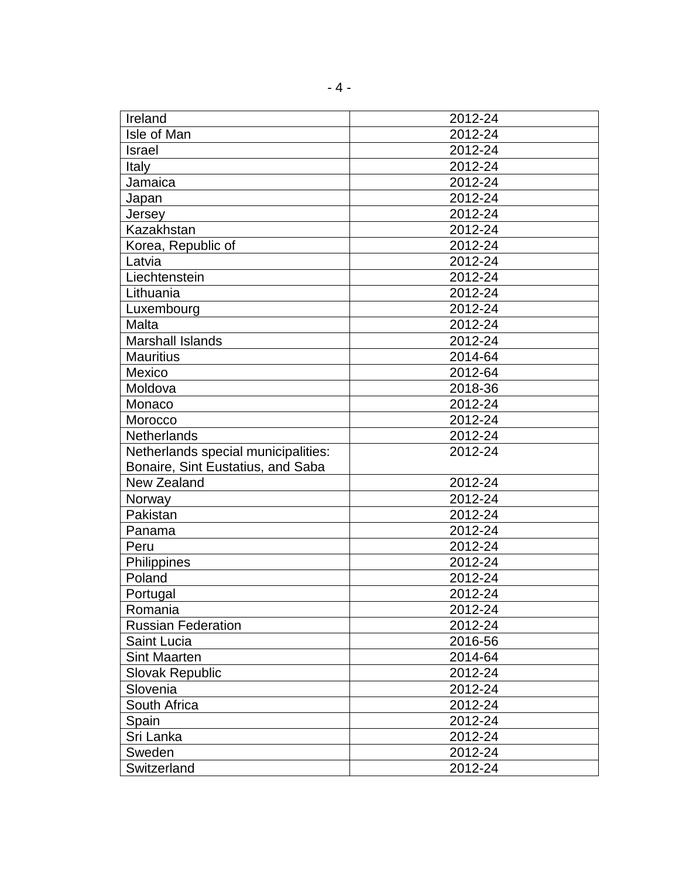| Ireland | 2012-24 |
|---|---|
| Isle of Man | 2012-24 |
| Israel | 2012-24 |
| Italy | 2012-24 |
| Jamaica | 2012-24 |
| Japan | 2012-24 |
| Jersey | 2012-24 |
| Kazakhstan | 2012-24 |
| Korea, Republic of | 2012-24 |
| Latvia | 2012-24 |
| Liechtenstein | 2012-24 |
| Lithuania | 2012-24 |
| Luxembourg | 2012-24 |
| Malta | 2012-24 |
| Marshall Islands | 2012-24 |
| Mauritius | 2014-64 |
| Mexico | 2012-64 |
| Moldova | 2018-36 |
| Monaco | 2012-24 |
| Morocco | 2012-24 |
| Netherlands | 2012-24 |
| Netherlands special municipalities: Bonaire, Sint Eustatius, and Saba | 2012-24 |
| New Zealand | 2012-24 |
| Norway | 2012-24 |
| Pakistan | 2012-24 |
| Panama | 2012-24 |
| Peru | 2012-24 |
| Philippines | 2012-24 |
| Poland | 2012-24 |
| Portugal | 2012-24 |
| Romania | 2012-24 |
| Russian Federation | 2012-24 |
| Saint Lucia | 2016-56 |
| Sint Maarten | 2014-64 |
| Slovak Republic | 2012-24 |
| Slovenia | 2012-24 |
| South Africa | 2012-24 |
| Spain | 2012-24 |
| Sri Lanka | 2012-24 |
| Sweden | 2012-24 |
| Switzerland | 2012-24 |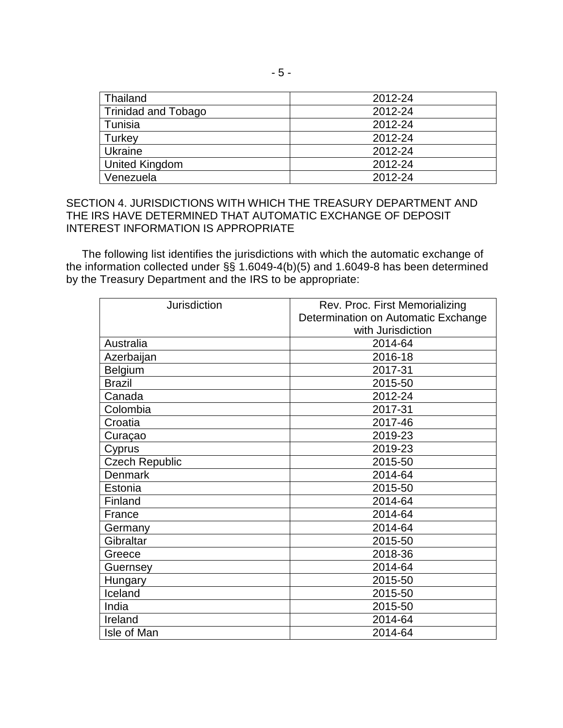| | |
|---|---|
| Thailand | 2012-24 |
| Trinidad and Tobago | 2012-24 |
| Tunisia | 2012-24 |
| Turkey | 2012-24 |
| Ukraine | 2012-24 |
| United Kingdom | 2012-24 |
| Venezuela | 2012-24 |

SECTION 4. JURISDICTIONS WITH WHICH THE TREASURY DEPARTMENT AND THE IRS HAVE DETERMINED THAT AUTOMATIC EXCHANGE OF DEPOSIT INTEREST INFORMATION IS APPROPRIATE

The following list identifies the jurisdictions with which the automatic exchange of the information collected under §§ 1.6049-4(b)(5) and 1.6049-8 has been determined by the Treasury Department and the IRS to be appropriate:

| Jurisdiction | Rev. Proc. First Memorializing Determination on Automatic Exchange with Jurisdiction |
|---|---|
| Australia | 2014-64 |
| Azerbaijan | 2016-18 |
| Belgium | 2017-31 |
| Brazil | 2015-50 |
| Canada | 2012-24 |
| Colombia | 2017-31 |
| Croatia | 2017-46 |
| Curaçao | 2019-23 |
| Cyprus | 2019-23 |
| Czech Republic | 2015-50 |
| Denmark | 2014-64 |
| Estonia | 2015-50 |
| Finland | 2014-64 |
| France | 2014-64 |
| Germany | 2014-64 |
| Gibraltar | 2015-50 |
| Greece | 2018-36 |
| Guernsey | 2014-64 |
| Hungary | 2015-50 |
| Iceland | 2015-50 |
| India | 2015-50 |
| Ireland | 2014-64 |
| Isle of Man | 2014-64 |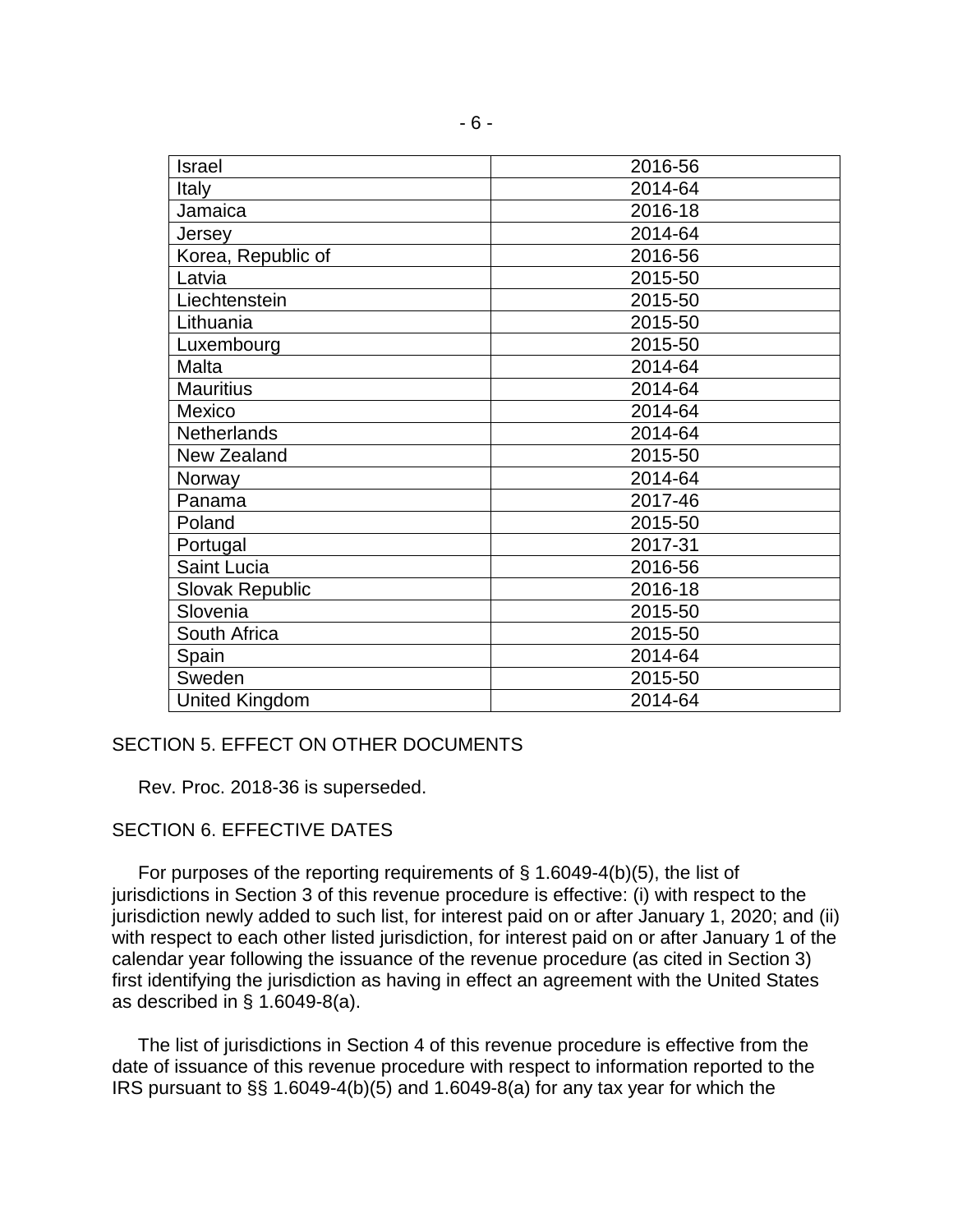| Israel | 2016-56 |
|---|---|
| Italy | 2014-64 |
| Jamaica | 2016-18 |
| Jersey | 2014-64 |
| Korea, Republic of | 2016-56 |
| Latvia | 2015-50 |
| Liechtenstein | 2015-50 |
| Lithuania | 2015-50 |
| Luxembourg | 2015-50 |
| Malta | 2014-64 |
| Mauritius | 2014-64 |
| Mexico | 2014-64 |
| Netherlands | 2014-64 |
| New Zealand | 2015-50 |
| Norway | 2014-64 |
| Panama | 2017-46 |
| Poland | 2015-50 |
| Portugal | 2017-31 |
| Saint Lucia | 2016-56 |
| Slovak Republic | 2016-18 |
| Slovenia | 2015-50 |
| South Africa | 2015-50 |
| Spain | 2014-64 |
| Sweden | 2015-50 |
| United Kingdom | 2014-64 |

SECTION 5. EFFECT ON OTHER DOCUMENTS

Rev. Proc. 2018-36 is superseded.

SECTION 6. EFFECTIVE DATES

For purposes of the reporting requirements of § 1.6049-4(b)(5), the list of jurisdictions in Section 3 of this revenue procedure is effective: (i) with respect to the jurisdiction newly added to such list, for interest paid on or after January 1, 2020; and (ii) with respect to each other listed jurisdiction, for interest paid on or after January 1 of the calendar year following the issuance of the revenue procedure (as cited in Section 3) first identifying the jurisdiction as having in effect an agreement with the United States as described in § 1.6049-8(a).

The list of jurisdictions in Section 4 of this revenue procedure is effective from the date of issuance of this revenue procedure with respect to information reported to the IRS pursuant to §§ 1.6049-4(b)(5) and 1.6049-8(a) for any tax year for which the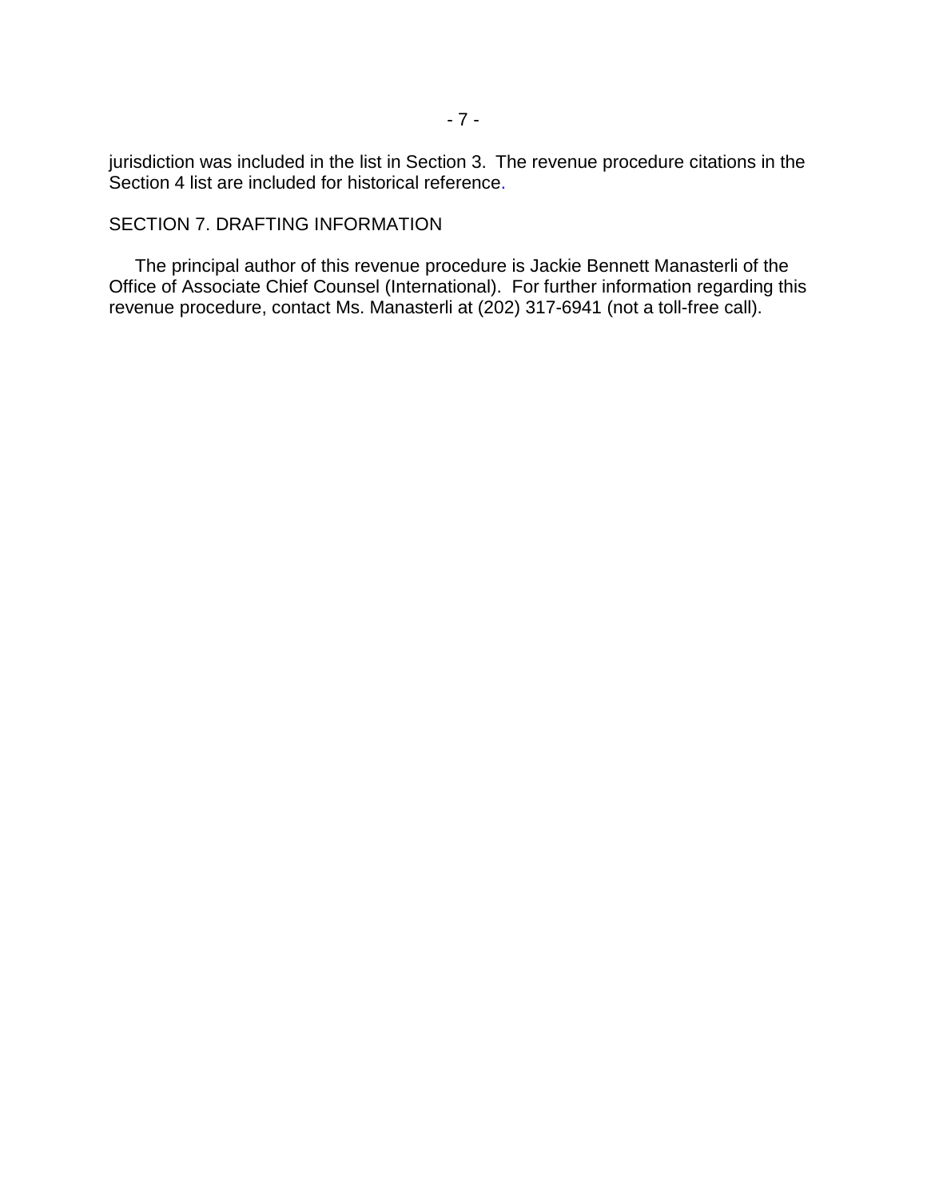jurisdiction was included in the list in Section 3. The revenue procedure citations in the Section 4 list are included for historical reference.

## SECTION 7. DRAFTING INFORMATION

The principal author of this revenue procedure is Jackie Bennett Manasterli of the Office of Associate Chief Counsel (International). For further information regarding this revenue procedure, contact Ms. Manasterli at (202) 317-6941 (not a toll-free call).